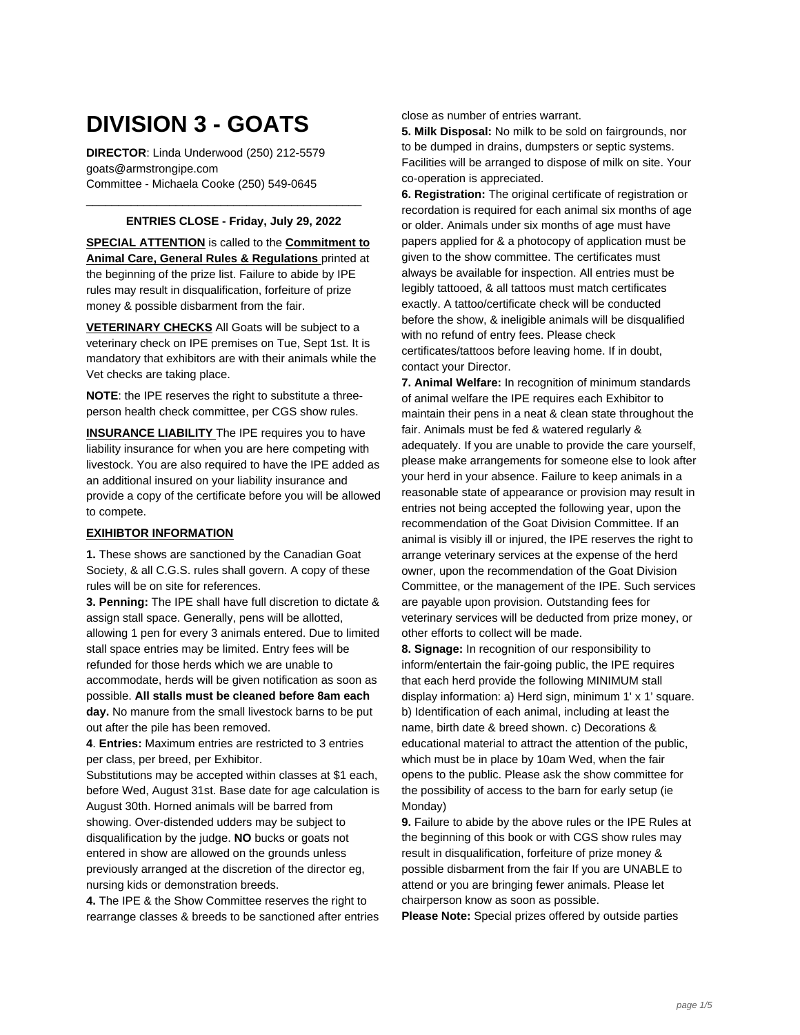# DIVISION 3 - GOATS

**DIRECTOR**: Linda Underwood (250) 212-5579
goats@armstrongipe.com
Committee - Michaela Cooke (250) 549-0645

---

**ENTRIES CLOSE - Friday, July 29, 2022**

**SPECIAL ATTENTION** is called to the **Commitment to Animal Care, General Rules & Regulations** printed at the beginning of the prize list. Failure to abide by IPE rules may result in disqualification, forfeiture of prize money & possible disbarment from the fair.

**VETERINARY CHECKS** All Goats will be subject to a veterinary check on IPE premises on Tue, Sept 1st. It is mandatory that exhibitors are with their animals while the Vet checks are taking place.

**NOTE**: the IPE reserves the right to substitute a three-person health check committee, per CGS show rules.

**INSURANCE LIABILITY** The IPE requires you to have liability insurance for when you are here competing with livestock. You are also required to have the IPE added as an additional insured on your liability insurance and provide a copy of the certificate before you will be allowed to compete.

**EXIHIBTOR INFORMATION**

**1.** These shows are sanctioned by the Canadian Goat Society, & all C.G.S. rules shall govern. A copy of these rules will be on site for references.

**3. Penning:** The IPE shall have full discretion to dictate & assign stall space. Generally, pens will be allotted, allowing 1 pen for every 3 animals entered. Due to limited stall space entries may be limited. Entry fees will be refunded for those herds which we are unable to accommodate, herds will be given notification as soon as possible. **All stalls must be cleaned before 8am each day.** No manure from the small livestock barns to be put out after the pile has been removed.

**4**. **Entries:** Maximum entries are restricted to 3 entries per class, per breed, per Exhibitor.
Substitutions may be accepted within classes at $1 each, before Wed, August 31st. Base date for age calculation is August 30th. Horned animals will be barred from showing. Over-distended udders may be subject to disqualification by the judge. **NO** bucks or goats not entered in show are allowed on the grounds unless previously arranged at the discretion of the director eg, nursing kids or demonstration breeds.

**4.** The IPE & the Show Committee reserves the right to rearrange classes & breeds to be sanctioned after entries close as number of entries warrant.

**5. Milk Disposal:** No milk to be sold on fairgrounds, nor to be dumped in drains, dumpsters or septic systems. Facilities will be arranged to dispose of milk on site. Your co-operation is appreciated.

**6. Registration:** The original certificate of registration or recordation is required for each animal six months of age or older. Animals under six months of age must have papers applied for & a photocopy of application must be given to the show committee. The certificates must always be available for inspection. All entries must be legibly tattooed, & all tattoos must match certificates exactly. A tattoo/certificate check will be conducted before the show, & ineligible animals will be disqualified with no refund of entry fees. Please check certificates/tattoos before leaving home. If in doubt, contact your Director.

**7. Animal Welfare:** In recognition of minimum standards of animal welfare the IPE requires each Exhibitor to maintain their pens in a neat & clean state throughout the fair. Animals must be fed & watered regularly & adequately. If you are unable to provide the care yourself, please make arrangements for someone else to look after your herd in your absence. Failure to keep animals in a reasonable state of appearance or provision may result in entries not being accepted the following year, upon the recommendation of the Goat Division Committee. If an animal is visibly ill or injured, the IPE reserves the right to arrange veterinary services at the expense of the herd owner, upon the recommendation of the Goat Division Committee, or the management of the IPE. Such services are payable upon provision. Outstanding fees for veterinary services will be deducted from prize money, or other efforts to collect will be made.

**8. Signage:** In recognition of our responsibility to inform/entertain the fair-going public, the IPE requires that each herd provide the following MINIMUM stall display information: a) Herd sign, minimum 1' x 1' square. b) Identification of each animal, including at least the name, birth date & breed shown. c) Decorations & educational material to attract the attention of the public, which must be in place by 10am Wed, when the fair opens to the public. Please ask the show committee for the possibility of access to the barn for early setup (ie Monday)

**9.** Failure to abide by the above rules or the IPE Rules at the beginning of this book or with CGS show rules may result in disqualification, forfeiture of prize money & possible disbarment from the fair If you are UNABLE to attend or you are bringing fewer animals. Please let chairperson know as soon as possible.

**Please Note:** Special prizes offered by outside parties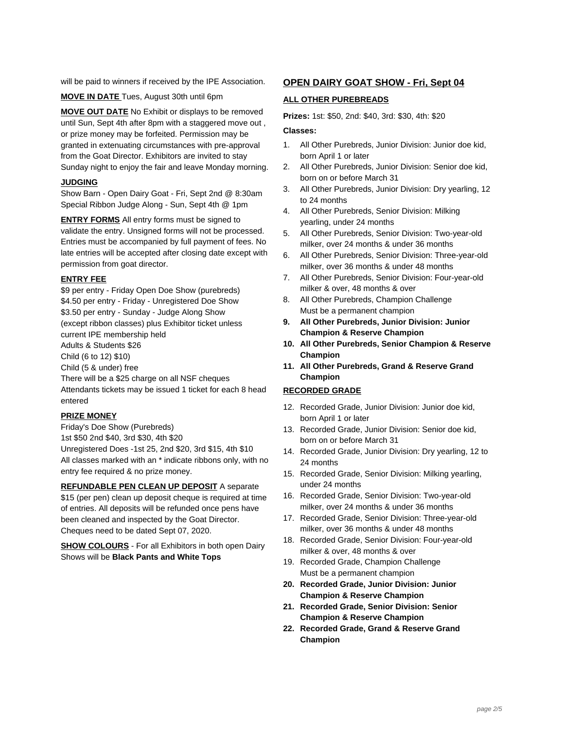will be paid to winners if received by the IPE Association.

**MOVE IN DATE** Tues, August 30th until 6pm

**MOVE OUT DATE** No Exhibit or displays to be removed until Sun, Sept 4th after 8pm with a staggered move out , or prize money may be forfeited. Permission may be granted in extenuating circumstances with pre-approval from the Goat Director. Exhibitors are invited to stay Sunday night to enjoy the fair and leave Monday morning.

**JUDGING**

Show Barn - Open Dairy Goat - Fri, Sept 2nd @ 8:30am
Special Ribbon Judge Along - Sun, Sept 4th @ 1pm

**ENTRY FORMS** All entry forms must be signed to validate the entry. Unsigned forms will not be processed. Entries must be accompanied by full payment of fees. No late entries will be accepted after closing date except with permission from goat director.

**ENTRY FEE**

$9 per entry - Friday Open Doe Show (purebreds)
$4.50 per entry - Friday - Unregistered Doe Show
$3.50 per entry - Sunday - Judge Along Show
(except ribbon classes) plus Exhibitor ticket unless current IPE membership held
Adults & Students $26
Child (6 to 12) $10)
Child (5 & under) free
There will be a $25 charge on all NSF cheques
Attendants tickets may be issued 1 ticket for each 8 head entered

**PRIZE MONEY**

Friday's Doe Show (Purebreds)
1st $50 2nd $40, 3rd $30, 4th $20
Unregistered Does -1st 25, 2nd $20, 3rd $15, 4th $10
All classes marked with an * indicate ribbons only, with no entry fee required & no prize money.

**REFUNDABLE PEN CLEAN UP DEPOSIT** A separate $15 (per pen) clean up deposit cheque is required at time of entries. All deposits will be refunded once pens have been cleaned and inspected by the Goat Director. Cheques need to be dated Sept 07, 2020.

**SHOW COLOURS** - For all Exhibitors in both open Dairy Shows will be **Black Pants and White Tops**

## OPEN DAIRY GOAT SHOW - Fri, Sept 04

### ALL OTHER PUREBREADS

**Prizes:** 1st: $50, 2nd: $40, 3rd: $30, 4th: $20

**Classes:**

1. All Other Purebreds, Junior Division: Junior doe kid, born April 1 or later
2. All Other Purebreds, Junior Division: Senior doe kid, born on or before March 31
3. All Other Purebreds, Junior Division: Dry yearling, 12 to 24 months
4. All Other Purebreds, Senior Division: Milking yearling, under 24 months
5. All Other Purebreds, Senior Division: Two-year-old milker, over 24 months & under 36 months
6. All Other Purebreds, Senior Division: Three-year-old milker, over 36 months & under 48 months
7. All Other Purebreds, Senior Division: Four-year-old milker & over, 48 months & over
8. All Other Purebreds, Champion Challenge
   Must be a permanent champion
9. **All Other Purebreds, Junior Division: Junior Champion & Reserve Champion**
10. **All Other Purebreds, Senior Champion & Reserve Champion**
11. **All Other Purebreds, Grand & Reserve Grand Champion**

### RECORDED GRADE

12. Recorded Grade, Junior Division: Junior doe kid, born April 1 or later
13. Recorded Grade, Junior Division: Senior doe kid, born on or before March 31
14. Recorded Grade, Junior Division: Dry yearling, 12 to 24 months
15. Recorded Grade, Senior Division: Milking yearling, under 24 months
16. Recorded Grade, Senior Division: Two-year-old milker, over 24 months & under 36 months
17. Recorded Grade, Senior Division: Three-year-old milker, over 36 months & under 48 months
18. Recorded Grade, Senior Division: Four-year-old milker & over, 48 months & over
19. Recorded Grade, Champion Challenge
    Must be a permanent champion
20. **Recorded Grade, Junior Division: Junior Champion & Reserve Champion**
21. **Recorded Grade, Senior Division: Senior Champion & Reserve Champion**
22. **Recorded Grade, Grand & Reserve Grand Champion**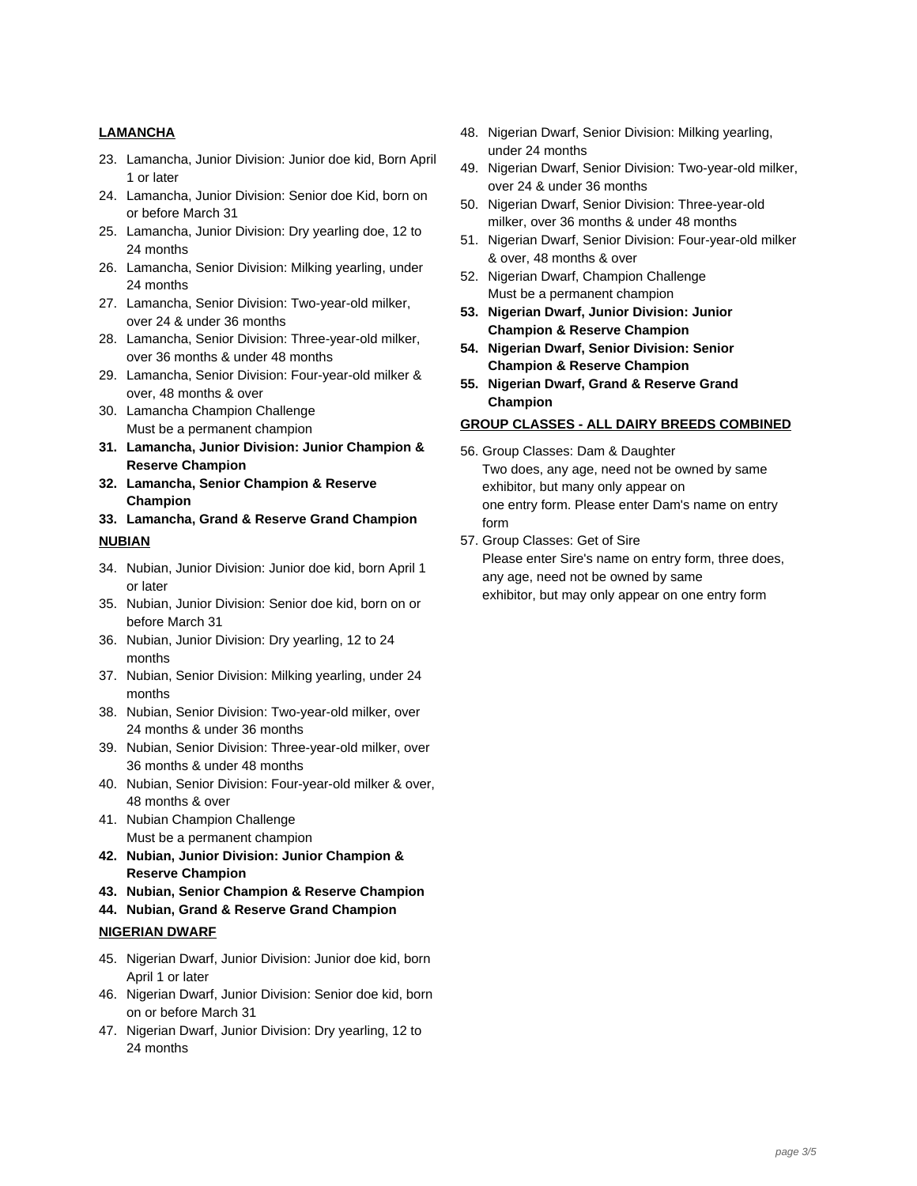**LAMANCHA**

23. Lamancha, Junior Division: Junior doe kid, Born April 1 or later
24. Lamancha, Junior Division: Senior doe Kid, born on or before March 31
25. Lamancha, Junior Division: Dry yearling doe, 12 to 24 months
26. Lamancha, Senior Division: Milking yearling, under 24 months
27. Lamancha, Senior Division: Two-year-old milker, over 24 & under 36 months
28. Lamancha, Senior Division: Three-year-old milker, over 36 months & under 48 months
29. Lamancha, Senior Division: Four-year-old milker & over, 48 months & over
30. Lamancha Champion Challenge
    Must be a permanent champion
31. **Lamancha, Junior Division: Junior Champion & Reserve Champion**
32. **Lamancha, Senior Champion & Reserve Champion**
33. **Lamancha, Grand & Reserve Grand Champion**

**NUBIAN**

34. Nubian, Junior Division: Junior doe kid, born April 1 or later
35. Nubian, Junior Division: Senior doe kid, born on or before March 31
36. Nubian, Junior Division: Dry yearling, 12 to 24 months
37. Nubian, Senior Division: Milking yearling, under 24 months
38. Nubian, Senior Division: Two-year-old milker, over 24 months & under 36 months
39. Nubian, Senior Division: Three-year-old milker, over 36 months & under 48 months
40. Nubian, Senior Division: Four-year-old milker & over, 48 months & over
41. Nubian Champion Challenge
    Must be a permanent champion
42. **Nubian, Junior Division: Junior Champion & Reserve Champion**
43. **Nubian, Senior Champion & Reserve Champion**
44. **Nubian, Grand & Reserve Grand Champion**

**NIGERIAN DWARF**

45. Nigerian Dwarf, Junior Division: Junior doe kid, born April 1 or later
46. Nigerian Dwarf, Junior Division: Senior doe kid, born on or before March 31
47. Nigerian Dwarf, Junior Division: Dry yearling, 12 to 24 months
48. Nigerian Dwarf, Senior Division: Milking yearling, under 24 months
49. Nigerian Dwarf, Senior Division: Two-year-old milker, over 24 & under 36 months
50. Nigerian Dwarf, Senior Division: Three-year-old milker, over 36 months & under 48 months
51. Nigerian Dwarf, Senior Division: Four-year-old milker & over, 48 months & over
52. Nigerian Dwarf, Champion Challenge
    Must be a permanent champion
53. **Nigerian Dwarf, Junior Division: Junior Champion & Reserve Champion**
54. **Nigerian Dwarf, Senior Division: Senior Champion & Reserve Champion**
55. **Nigerian Dwarf, Grand & Reserve Grand Champion**

**GROUP CLASSES - ALL DAIRY BREEDS COMBINED**

56. Group Classes: Dam & Daughter
    Two does, any age, need not be owned by same exhibitor, but many only appear on
    one entry form. Please enter Dam's name on entry form
57. Group Classes: Get of Sire
    Please enter Sire's name on entry form, three does, any age, need not be owned by same
    exhibitor, but may only appear on one entry form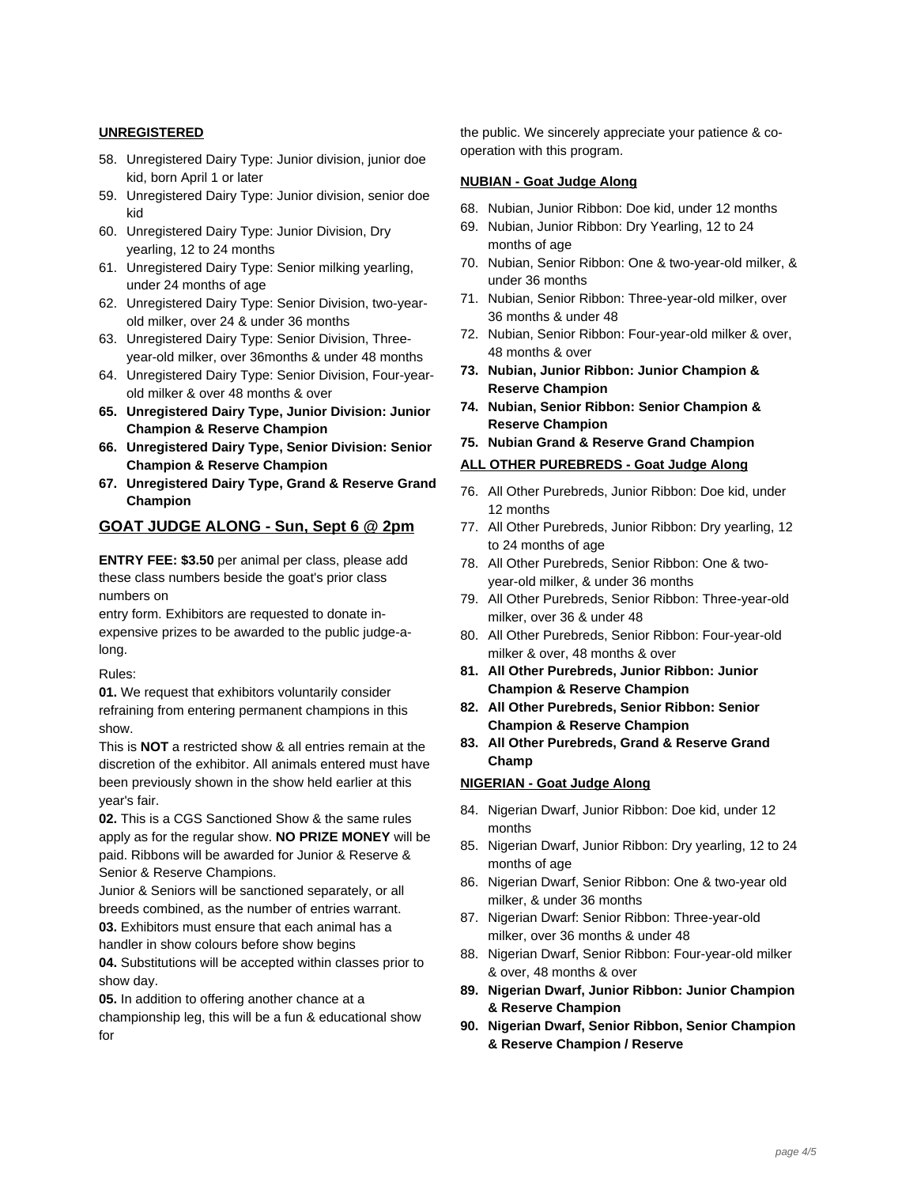**UNREGISTERED**

58. Unregistered Dairy Type: Junior division, junior doe kid, born April 1 or later
59. Unregistered Dairy Type: Junior division, senior doe kid
60. Unregistered Dairy Type: Junior Division, Dry yearling, 12 to 24 months
61. Unregistered Dairy Type: Senior milking yearling, under 24 months of age
62. Unregistered Dairy Type: Senior Division, two-year-old milker, over 24 & under 36 months
63. Unregistered Dairy Type: Senior Division, Three-year-old milker, over 36months & under 48 months
64. Unregistered Dairy Type: Senior Division, Four-year-old milker & over 48 months & over
65. **Unregistered Dairy Type, Junior Division: Junior Champion & Reserve Champion**
66. **Unregistered Dairy Type, Senior Division: Senior Champion & Reserve Champion**
67. **Unregistered Dairy Type, Grand & Reserve Grand Champion**

## GOAT JUDGE ALONG - Sun, Sept 6 @ 2pm

**ENTRY FEE: $3.50** per animal per class, please add these class numbers beside the goat's prior class numbers on
entry form. Exhibitors are requested to donate in-expensive prizes to be awarded to the public judge-a-long.

Rules:
**01.** We request that exhibitors voluntarily consider refraining from entering permanent champions in this show.
This is **NOT** a restricted show & all entries remain at the discretion of the exhibitor. All animals entered must have been previously shown in the show held earlier at this year's fair.
**02.** This is a CGS Sanctioned Show & the same rules apply as for the regular show. **NO PRIZE MONEY** will be paid. Ribbons will be awarded for Junior & Reserve & Senior & Reserve Champions.
Junior & Seniors will be sanctioned separately, or all breeds combined, as the number of entries warrant.
**03.** Exhibitors must ensure that each animal has a handler in show colours before show begins
**04.** Substitutions will be accepted within classes prior to show day.
**05.** In addition to offering another chance at a championship leg, this will be a fun & educational show for the public. We sincerely appreciate your patience & co-operation with this program.

**NUBIAN - Goat Judge Along**

68. Nubian, Junior Ribbon: Doe kid, under 12 months
69. Nubian, Junior Ribbon: Dry Yearling, 12 to 24 months of age
70. Nubian, Senior Ribbon: One & two-year-old milker, & under 36 months
71. Nubian, Senior Ribbon: Three-year-old milker, over 36 months & under 48
72. Nubian, Senior Ribbon: Four-year-old milker & over, 48 months & over
73. **Nubian, Junior Ribbon: Junior Champion & Reserve Champion**
74. **Nubian, Senior Ribbon: Senior Champion & Reserve Champion**
75. **Nubian Grand & Reserve Grand Champion**

**ALL OTHER PUREBREDS - Goat Judge Along**

76. All Other Purebreds, Junior Ribbon: Doe kid, under 12 months
77. All Other Purebreds, Junior Ribbon: Dry yearling, 12 to 24 months of age
78. All Other Purebreds, Senior Ribbon: One & two-year-old milker, & under 36 months
79. All Other Purebreds, Senior Ribbon: Three-year-old milker, over 36 & under 48
80. All Other Purebreds, Senior Ribbon: Four-year-old milker & over, 48 months & over
81. **All Other Purebreds, Junior Ribbon: Junior Champion & Reserve Champion**
82. **All Other Purebreds, Senior Ribbon: Senior Champion & Reserve Champion**
83. **All Other Purebreds, Grand & Reserve Grand Champ**

**NIGERIAN - Goat Judge Along**

84. Nigerian Dwarf, Junior Ribbon: Doe kid, under 12 months
85. Nigerian Dwarf, Junior Ribbon: Dry yearling, 12 to 24 months of age
86. Nigerian Dwarf, Senior Ribbon: One & two-year old milker, & under 36 months
87. Nigerian Dwarf: Senior Ribbon: Three-year-old milker, over 36 months & under 48
88. Nigerian Dwarf, Senior Ribbon: Four-year-old milker & over, 48 months & over
89. **Nigerian Dwarf, Junior Ribbon: Junior Champion & Reserve Champion**
90. **Nigerian Dwarf, Senior Ribbon, Senior Champion & Reserve Champion / Reserve**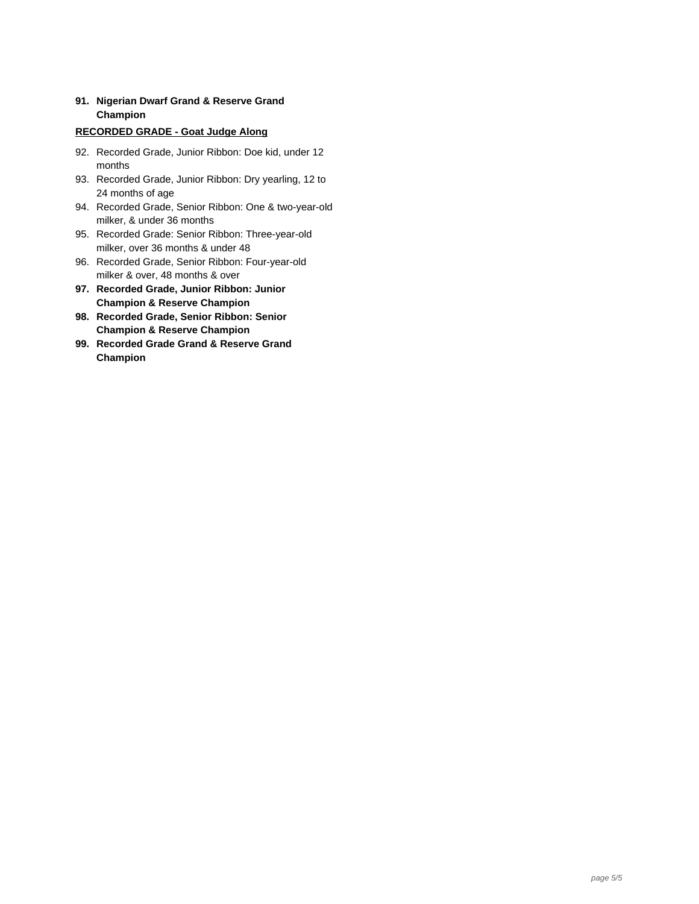91. **Nigerian Dwarf Grand & Reserve Grand Champion**

**<u>RECORDED GRADE - Goat Judge Along</u>**

92. Recorded Grade, Junior Ribbon: Doe kid, under 12 months
93. Recorded Grade, Junior Ribbon: Dry yearling, 12 to 24 months of age
94. Recorded Grade, Senior Ribbon: One & two-year-old milker, & under 36 months
95. Recorded Grade: Senior Ribbon: Three-year-old milker, over 36 months & under 48
96. Recorded Grade, Senior Ribbon: Four-year-old milker & over, 48 months & over
97. **Recorded Grade, Junior Ribbon: Junior Champion & Reserve Champion**
98. **Recorded Grade, Senior Ribbon: Senior Champion & Reserve Champion**
99. **Recorded Grade Grand & Reserve Grand Champion**